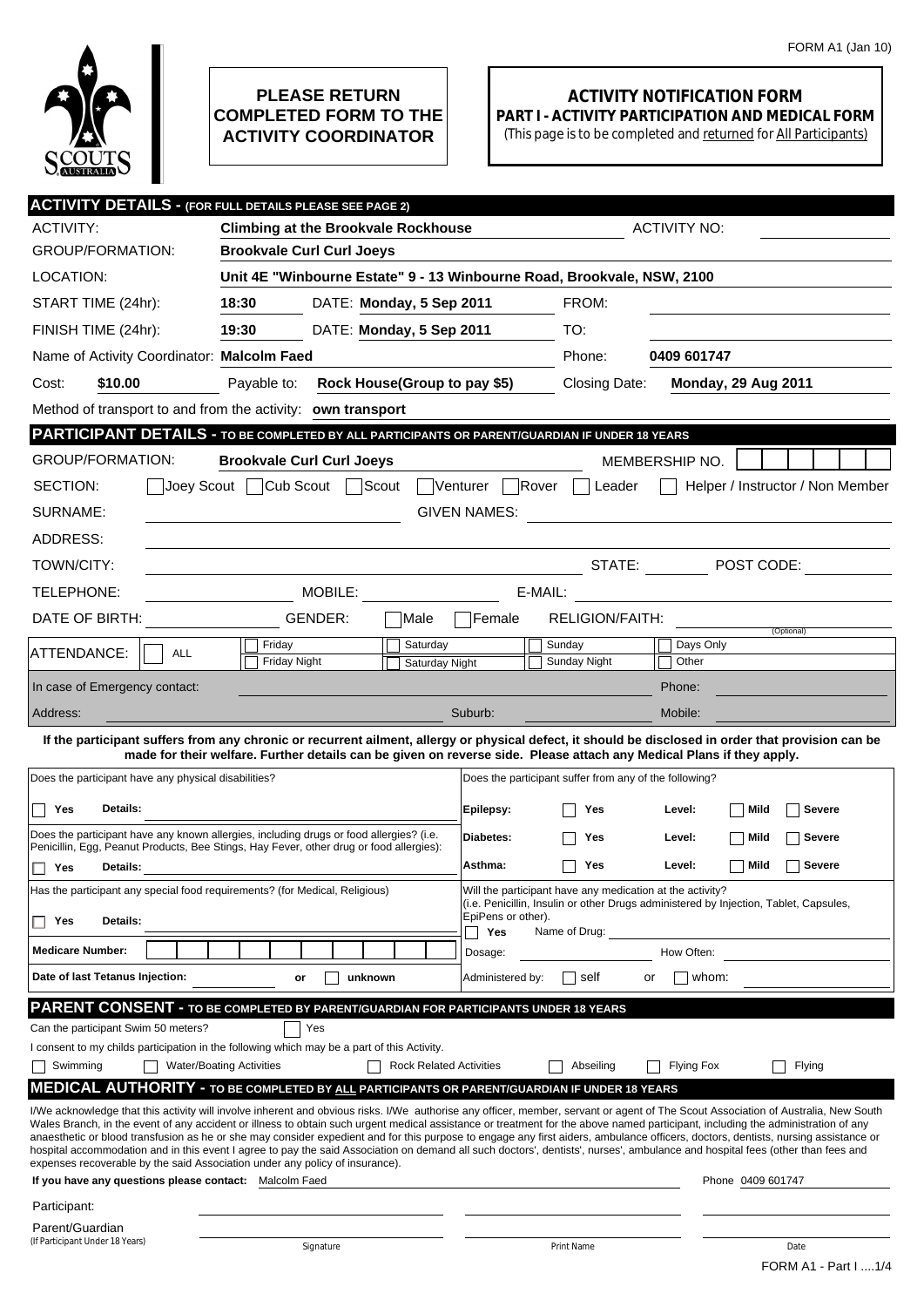FORM A1 (Jan 10)

**PLEASE RETURN COMPLETED FORM TO THE ACTIVITY COORDINATOR**

# ACTIVITY NOTIFICATION FORM

## PART I - ACTIVITY PARTICIPATION AND MEDICAL FORM

(This page is to be completed and returned for All Participants)

## ACTIVITY DETAILS - (FOR FULL DETAILS PLEASE SEE PAGE 2)

ACTIVITY: **Climbing at the Brookvale Rockhouse** ACTIVITY NO:

GROUP/FORMATION: **Brookvale Curl Curl Joeys**

LOCATION: **Unit 4E "Winbourne Estate" 9 - 13 Winbourne Road, Brookvale, NSW, 2100**

START TIME (24hr): **18:30** DATE: **Monday, 5 Sep 2011** FROM:

FINISH TIME (24hr): **19:30** DATE: **Monday, 5 Sep 2011** TO:

Name of Activity Coordinator: **Malcolm Faed** Phone: **0409 601747**

Cost: **$10.00** Payable to: **Rock House(Group to pay $5)** Closing Date: **Monday, 29 Aug 2011**

Method of transport to and from the activity: **own transport**

## PARTICIPANT DETAILS - TO BE COMPLETED BY ALL PARTICIPANTS OR PARENT/GUARDIAN IF UNDER 18 YEARS

GROUP/FORMATION: **Brookvale Curl Curl Joeys** MEMBERSHIP NO.

SECTION: ☐ Joey Scout ☐ Cub Scout ☐ Scout ☐ Venturer ☐ Rover ☐ Leader ☐ Helper / Instructor / Non Member

SURNAME: GIVEN NAMES:

ADDRESS:

TOWN/CITY: STATE: POST CODE:

TELEPHONE: MOBILE: E-MAIL:

DATE OF BIRTH: GENDER: ☐ Male ☐ Female RELIGION/FAITH: (Optional)

ATTENDANCE: ☐ ALL ☐ Friday ☐ Friday Night ☐ Saturday ☐ Saturday Night ☐ Sunday ☐ Sunday Night ☐ Days Only ☐ Other

In case of Emergency contact: Phone:

Address: Suburb: Mobile:

**If the participant suffers from any chronic or recurrent ailment, allergy or physical defect, it should be disclosed in order that provision can be made for their welfare. Further details can be given on reverse side. Please attach any Medical Plans if they apply.**

Does the participant have any physical disabilities?

☐ Yes **Details:**

Does the participant have any known allergies, including drugs or food allergies? (i.e. Penicillin, Egg, Peanut Products, Bee Stings, Hay Fever, other drug or food allergies):

☐ Yes **Details:**

Has the participant any special food requirements? (for Medical, Religious)

☐ Yes **Details:**

**Medicare Number:**

**Date of last Tetanus Injection:** or ☐ unknown

Does the participant suffer from any of the following?

| | | | |
|---|---|---|---|
| **Epilepsy:** | ☐ Yes | **Level:** | ☐ Mild ☐ Severe |
| **Diabetes:** | ☐ Yes | **Level:** | ☐ Mild ☐ Severe |
| **Asthma:** | ☐ Yes | **Level:** | ☐ Mild ☐ Severe |

Will the participant have any medication at the activity? (i.e. Penicillin, Insulin or other Drugs administered by Injection, Tablet, Capsules, EpiPens or other).

☐ **Yes** Name of Drug:

Dosage: How Often:

Administered by: ☐ self or ☐ whom:

## PARENT CONSENT - TO BE COMPLETED BY PARENT/GUARDIAN FOR PARTICIPANTS UNDER 18 YEARS

Can the participant Swim 50 meters? ☐ Yes

I consent to my childs participation in the following which may be a part of this Activity.

☐ Swimming ☐ Water/Boating Activities ☐ Rock Related Activities ☐ Abseiling ☐ Flying Fox ☐ Flying

## MEDICAL AUTHORITY - TO BE COMPLETED BY ALL PARTICIPANTS OR PARENT/GUARDIAN IF UNDER 18 YEARS

I/We acknowledge that this activity will involve inherent and obvious risks. I/We authorise any officer, member, servant or agent of The Scout Association of Australia, New South Wales Branch, in the event of any accident or illness to obtain such urgent medical assistance or treatment for the above named participant, including the administration of any anaesthetic or blood transfusion as he or she may consider expedient and for this purpose to engage any first aiders, ambulance officers, doctors, dentists, nursing assistance or hospital accommodation and in this event I agree to pay the said Association on demand all such doctors', dentists', nurses', ambulance and hospital fees (other than fees and expenses recoverable by the said Association under any policy of insurance).

**If you have any questions please contact:** Malcolm Faed Phone 0409 601747

| | Signature | Print Name | Date |
|---|---|---|---|
| Participant: | | | |
| Parent/Guardian (If Participant Under 18 Years) | | | |

FORM A1 - Part I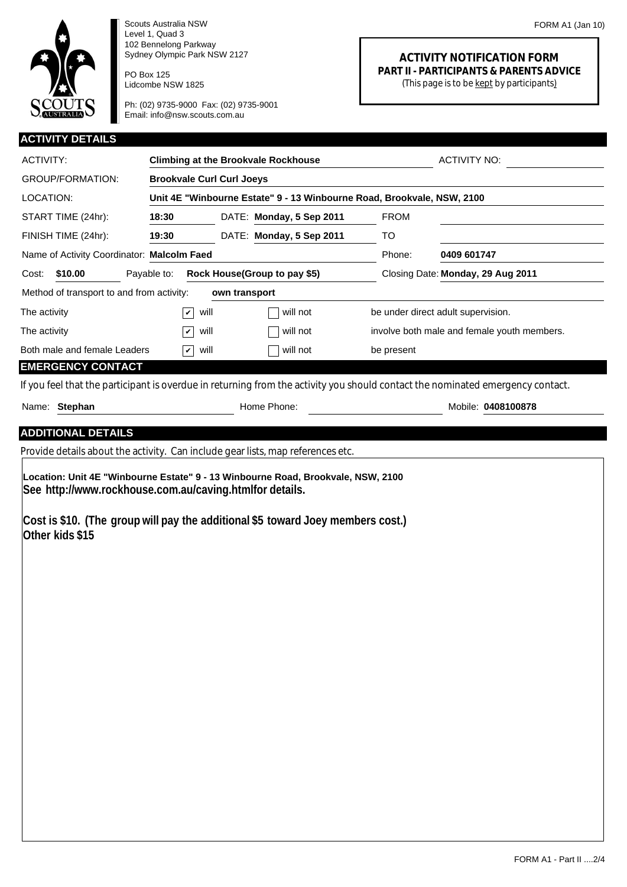Scouts Australia NSW
Level 1, Quad 3
102 Bennelong Parkway
Sydney Olympic Park NSW 2127

PO Box 125
Lidcombe NSW 1825

Ph: (02) 9735-9000 Fax: (02) 9735-9001
Email: info@nsw.scouts.com.au

FORM A1 (Jan 10)

## ACTIVITY NOTIFICATION FORM
**PART II - PARTICIPANTS & PARENTS ADVICE**
*(This page is to be kept by participants)*

## ACTIVITY DETAILS

| | | | |
|---|---|---|---|
| ACTIVITY: | **Climbing at the Brookvale Rockhouse** | ACTIVITY NO: | |
| GROUP/FORMATION: | **Brookvale Curl Curl Joeys** | | |
| LOCATION: | **Unit 4E "Winbourne Estate" 9 - 13 Winbourne Road, Brookvale, NSW, 2100** | | |
| START TIME (24hr): | **18:30** DATE: **Monday, 5 Sep 2011** | FROM | |
| FINISH TIME (24hr): | **19:30** DATE: **Monday, 5 Sep 2011** | TO | |
| Name of Activity Coordinator: | **Malcolm Faed** | Phone: | **0409 601747** |
| Cost: **$10.00** | Payable to: **Rock House(Group to pay $5)** | Closing Date: | **Monday, 29 Aug 2011** |

Method of transport to and from activity: **own transport**

The activity ☑ will ☐ will not be under direct adult supervision.

The activity ☑ will ☐ will not involve both male and female youth members.

Both male and female Leaders ☑ will ☐ will not be present

## EMERGENCY CONTACT

If you feel that the participant is overdue in returning from the activity you should contact the nominated emergency contact.

Name: **Stephan** Home Phone: Mobile: **0408100878**

## ADDITIONAL DETAILS

Provide details about the activity. Can include gear lists, map references etc.

**Location: Unit 4E "Winbourne Estate" 9 - 13 Winbourne Road, Brookvale, NSW, 2100**
**See http://www.rockhouse.com.au/caving.htmlfor details.**

**Cost is $10. (The group will pay the additional $5 toward Joey members cost.)**
**Other kids $15**

FORM A1 - Part II ....2/4